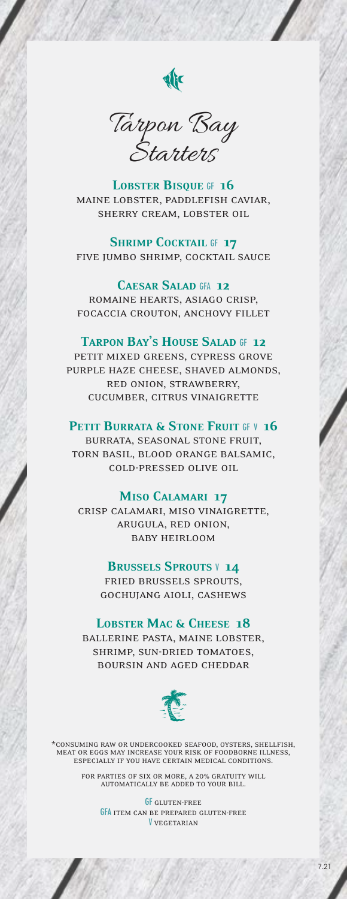# Tarpon Bay Starters

**Lobster Bisque** GF **16**
maine lobster, paddlefish caviar, sherry cream, lobster oil

**Shrimp Cocktail** GF **17**
five jumbo shrimp, cocktail sauce

**Caesar Salad** GFA **12**
romaine hearts, asiago crisp, focaccia crouton, anchovy fillet

**Tarpon Bay's House Salad** GF **12**
petit mixed greens, cypress grove purple haze cheese, shaved almonds, red onion, strawberry, cucumber, citrus vinaigrette

**Petit Burrata & Stone Fruit** GF V **16**
burrata, seasonal stone fruit, torn basil, blood orange balsamic, cold-pressed olive oil

**Miso Calamari** **17**
crisp calamari, miso vinaigrette, arugula, red onion, baby heirloom

**Brussels Sprouts** V **14**
fried brussels sprouts, gochujang aioli, cashews

**Lobster Mac & Cheese** **18**
ballerine pasta, maine lobster, shrimp, sun-dried tomatoes, boursin and aged cheddar

*consuming raw or undercooked seafood, oysters, shellfish, meat or eggs may increase your risk of foodborne illness, especially if you have certain medical conditions.

for parties of six or more, a 20% gratuity will automatically be added to your bill.

GF gluten-free
GFA item can be prepared gluten-free
V vegetarian

7.21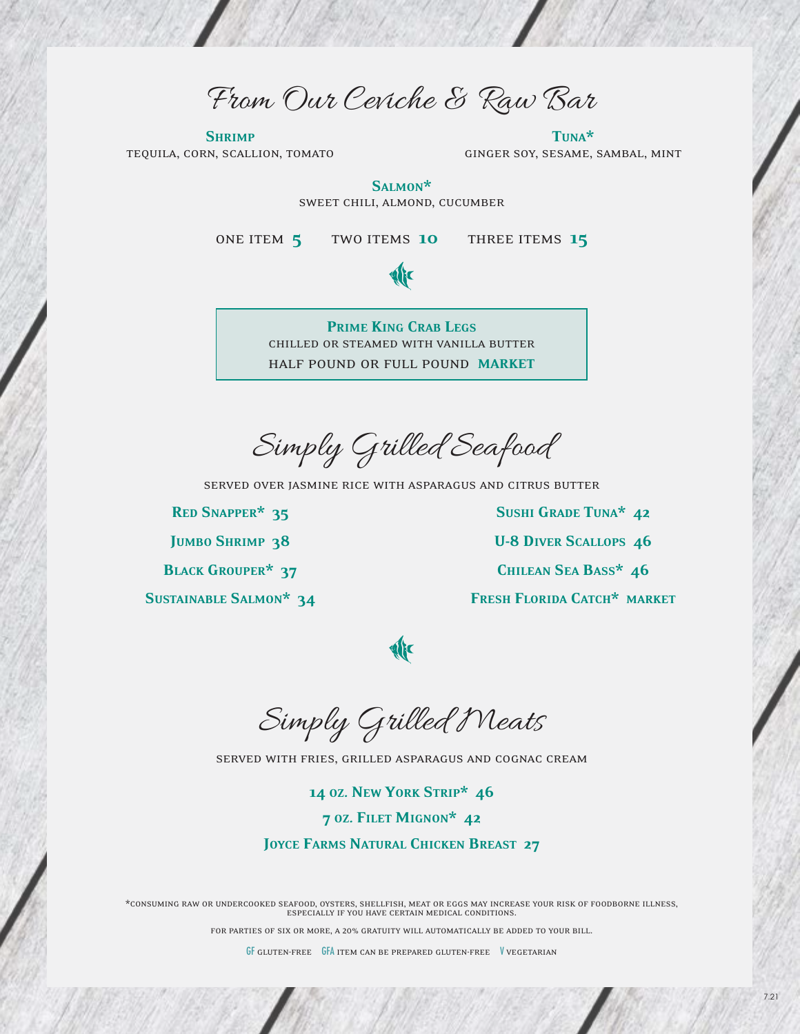# From Our Ceviche & Raw Bar

**Shrimp**
tequila, corn, scallion, tomato

**Tuna***
ginger soy, sesame, sambal, mint

**Salmon***
sweet chili, almond, cucumber

one item **5** two items **10** three items **15**

**Prime King Crab Legs**
chilled or steamed with vanilla butter
half pound or full pound **market**

# Simply Grilled Seafood

served over jasmine rice with asparagus and citrus butter

**Red Snapper* 35**

**Jumbo Shrimp 38**

**Black Grouper* 37**

**Sustainable Salmon* 34**

**Sushi Grade Tuna* 42**

**U-8 Diver Scallops 46**

**Chilean Sea Bass* 46**

**Fresh Florida Catch* market**

# Simply Grilled Meats

served with fries, grilled asparagus and cognac cream

**14 oz. New York Strip* 46**

**7 oz. Filet Mignon* 42**

**Joyce Farms Natural Chicken Breast 27**

*consuming raw or undercooked seafood, oysters, shellfish, meat or eggs may increase your risk of foodborne illness, especially if you have certain medical conditions.

for parties of six or more, a 20% gratuity will automatically be added to your bill.

GF gluten-free GFA item can be prepared gluten-free V vegetarian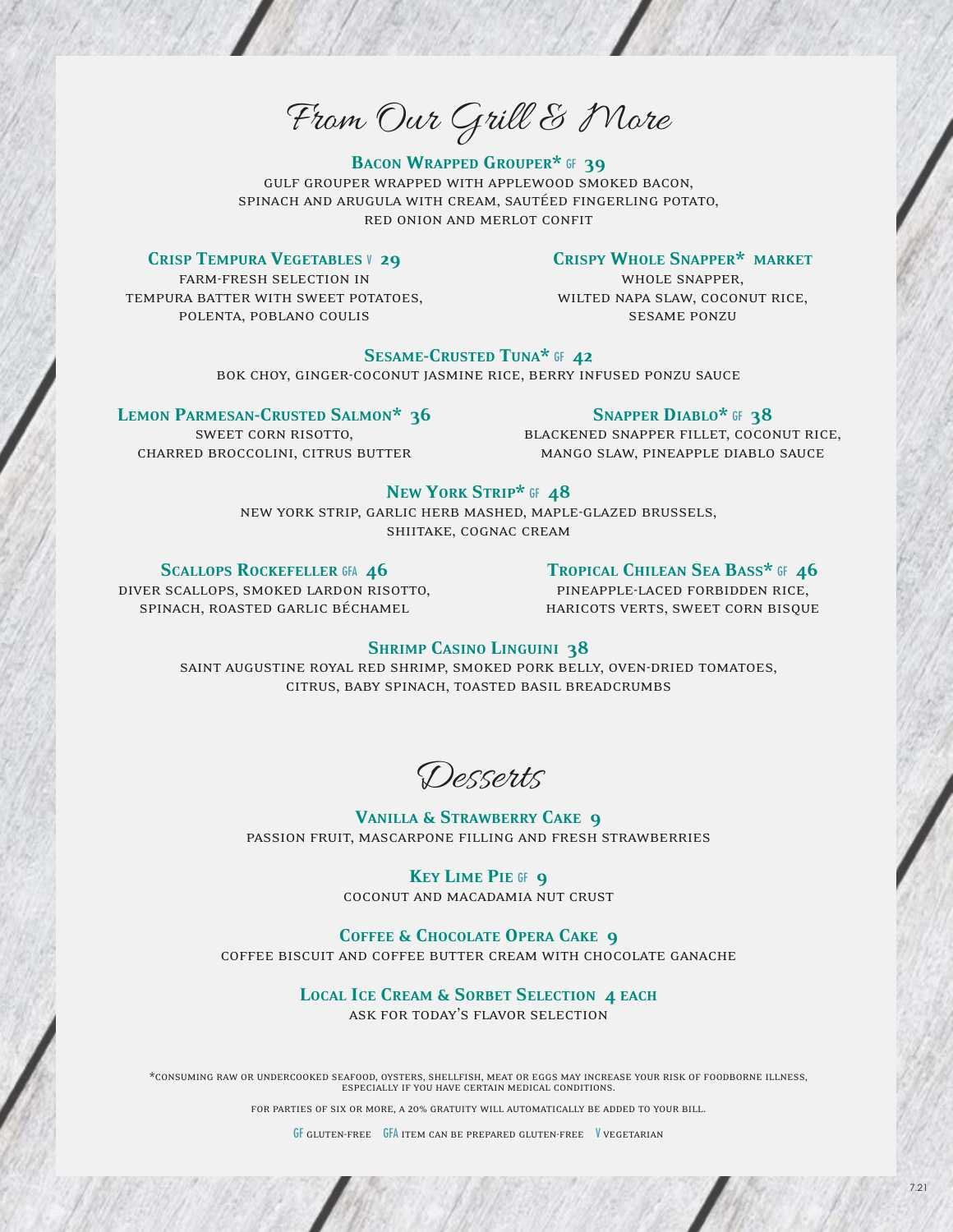# From Our Grill & More

### Bacon Wrapped Grouper* GF 39

gulf grouper wrapped with applewood smoked bacon, spinach and arugula with cream, sautéed fingerling potato, red onion and merlot confit

### Crisp Tempura Vegetables V 29

farm-fresh selection in tempura batter with sweet potatoes, polenta, poblano coulis

### Crispy Whole Snapper* market

whole snapper, wilted napa slaw, coconut rice, sesame ponzu

### Sesame-Crusted Tuna* GF 42

bok choy, ginger-coconut jasmine rice, berry infused ponzu sauce

### Lemon Parmesan-Crusted Salmon* 36

sweet corn risotto, charred broccolini, citrus butter

### Snapper Diablo* GF 38

blackened snapper fillet, coconut rice, mango slaw, pineapple diablo sauce

### New York Strip* GF 48

new york strip, garlic herb mashed, maple-glazed brussels, shiitake, cognac cream

### Scallops Rockefeller GFA 46

diver scallops, smoked lardon risotto, spinach, roasted garlic béchamel

### Tropical Chilean Sea Bass* GF 46

pineapple-laced forbidden rice, haricots verts, sweet corn bisque

### Shrimp Casino Linguini 38

saint augustine royal red shrimp, smoked pork belly, oven-dried tomatoes, citrus, baby spinach, toasted basil breadcrumbs

# Desserts

### Vanilla & Strawberry Cake 9

passion fruit, mascarpone filling and fresh strawberries

### Key Lime Pie GF 9

coconut and macadamia nut crust

### Coffee & Chocolate Opera Cake 9

coffee biscuit and coffee butter cream with chocolate ganache

### Local Ice Cream & Sorbet Selection 4 each

ask for today's flavor selection

*consuming raw or undercooked seafood, oysters, shellfish, meat or eggs may increase your risk of foodborne illness, especially if you have certain medical conditions.

for parties of six or more, a 20% gratuity will automatically be added to your bill.

GF gluten-free GFA item can be prepared gluten-free V vegetarian

7.21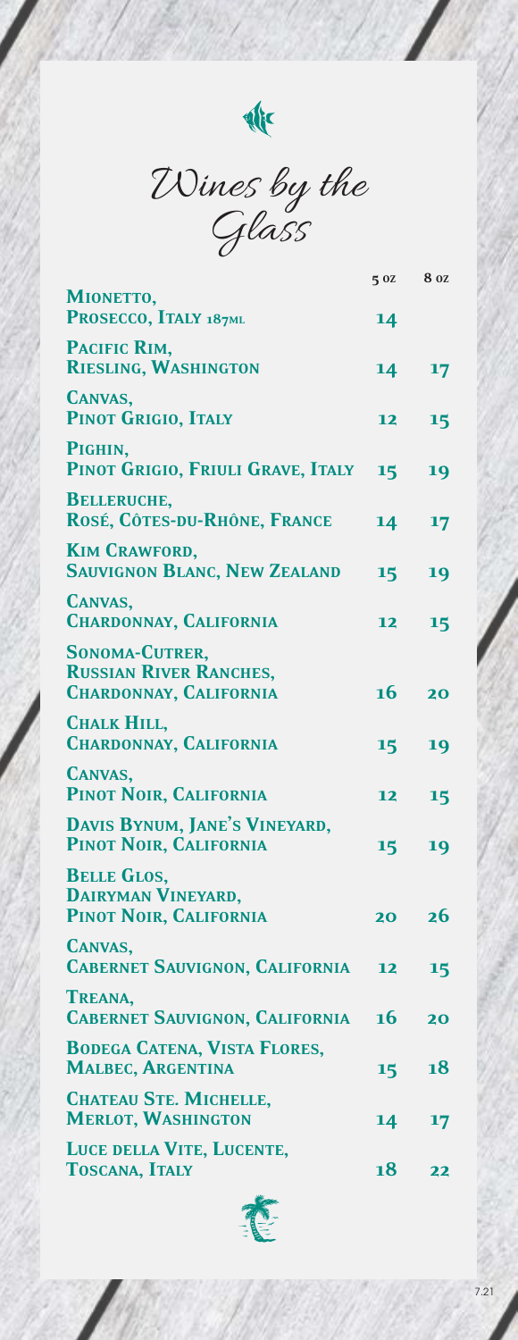# Wines by the Glass

| | 5 oz | 8 oz |
|---|---|---|
| **Mionetto,** **Prosecco, Italy 187ml** | 14 | |
| **Pacific Rim,** **Riesling, Washington** | 14 | 17 |
| **Canvas,** **Pinot Grigio, Italy** | 12 | 15 |
| **Pighin,** **Pinot Grigio, Friuli Grave, Italy** | 15 | 19 |
| **Belleruche,** **Rosé, Côtes-du-Rhône, France** | 14 | 17 |
| **Kim Crawford,** **Sauvignon Blanc, New Zealand** | 15 | 19 |
| **Canvas,** **Chardonnay, California** | 12 | 15 |
| **Sonoma-Cutrer,** **Russian River Ranches,** **Chardonnay, California** | 16 | 20 |
| **Chalk Hill,** **Chardonnay, California** | 15 | 19 |
| **Canvas,** **Pinot Noir, California** | 12 | 15 |
| **Davis Bynum, Jane's Vineyard,** **Pinot Noir, California** | 15 | 19 |
| **Belle Glos,** **Dairyman Vineyard,** **Pinot Noir, California** | 20 | 26 |
| **Canvas,** **Cabernet Sauvignon, California** | 12 | 15 |
| **Treana,** **Cabernet Sauvignon, California** | 16 | 20 |
| **Bodega Catena, Vista Flores,** **Malbec, Argentina** | 15 | 18 |
| **Chateau Ste. Michelle,** **Merlot, Washington** | 14 | 17 |
| **Luce della Vite, Lucente,** **Toscana, Italy** | 18 | 22 |

7.21